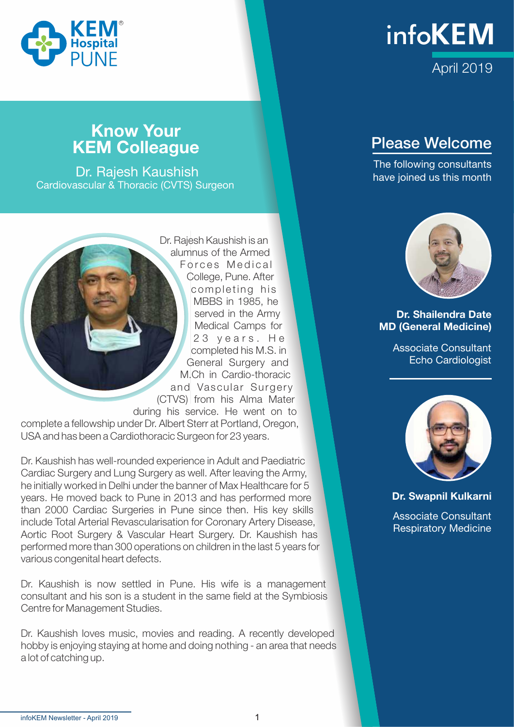KEM Hospital PUNE

# infoKEM

April 2019

## Know Your KEM Colleague

Dr. Rajesh Kaushish
Cardiovascular & Thoracic (CVTS) Surgeon

Dr. Rajesh Kaushish is an alumnus of the Armed Forces Medical College, Pune. After completing his MBBS in 1985, he served in the Army Medical Camps for 23 years. He completed his M.S. in General Surgery and M.Ch in Cardio-thoracic and Vascular Surgery (CVTS) from his Alma Mater during his service. He went on to complete a fellowship under Dr. Albert Sterr at Portland, Oregon, USA and has been a Cardiothoracic Surgeon for 23 years.

Dr. Kaushish has well-rounded experience in Adult and Paediatric Cardiac Surgery and Lung Surgery as well. After leaving the Army, he initially worked in Delhi under the banner of Max Healthcare for 5 years. He moved back to Pune in 2013 and has performed more than 2000 Cardiac Surgeries in Pune since then. His key skills include Total Arterial Revascularisation for Coronary Artery Disease, Aortic Root Surgery & Vascular Heart Surgery. Dr. Kaushish has performed more than 300 operations on children in the last 5 years for various congenital heart defects.

Dr. Kaushish is now settled in Pune. His wife is a management consultant and his son is a student in the same field at the Symbiosis Centre for Management Studies.

Dr. Kaushish loves music, movies and reading. A recently developed hobby is enjoying staying at home and doing nothing - an area that needs a lot of catching up.

## Please Welcome

The following consultants have joined us this month

**Dr. Shailendra Date**
**MD (General Medicine)**

Associate Consultant
Echo Cardiologist

**Dr. Swapnil Kulkarni**

Associate Consultant
Respiratory Medicine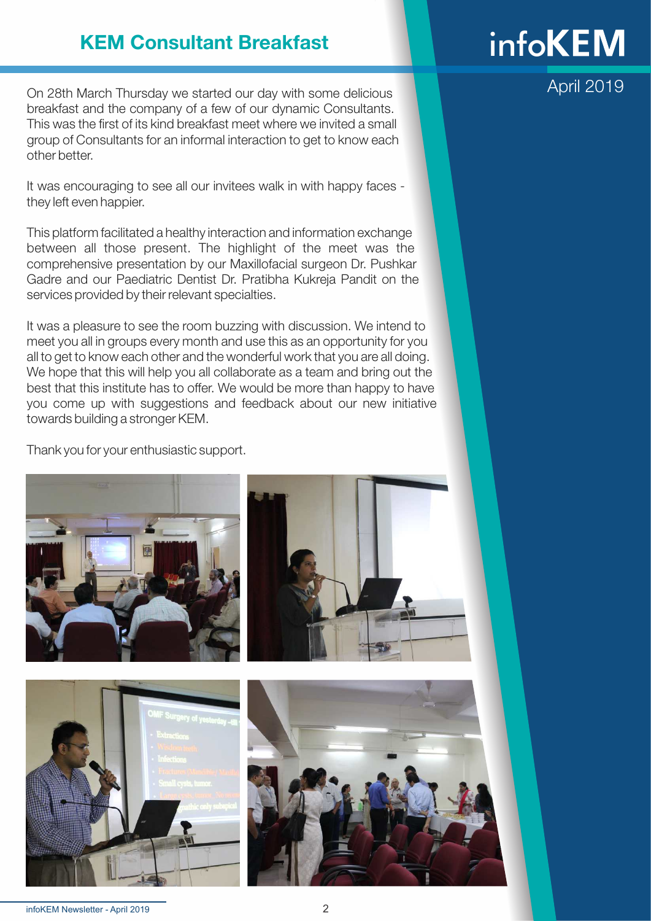## KEM Consultant Breakfast

On 28th March Thursday we started our day with some delicious breakfast and the company of a few of our dynamic Consultants. This was the first of its kind breakfast meet where we invited a small group of Consultants for an informal interaction to get to know each other better.

It was encouraging to see all our invitees walk in with happy faces - they left even happier.

This platform facilitated a healthy interaction and information exchange between all those present. The highlight of the meet was the comprehensive presentation by our Maxillofacial surgeon Dr. Pushkar Gadre and our Paediatric Dentist Dr. Pratibha Kukreja Pandit on the services provided by their relevant specialties.

It was a pleasure to see the room buzzing with discussion. We intend to meet you all in groups every month and use this as an opportunity for you all to get to know each other and the wonderful work that you are all doing. We hope that this will help you all collaborate as a team and bring out the best that this institute has to offer. We would be more than happy to have you come up with suggestions and feedback about our new initiative towards building a stronger KEM.

Thank you for your enthusiastic support.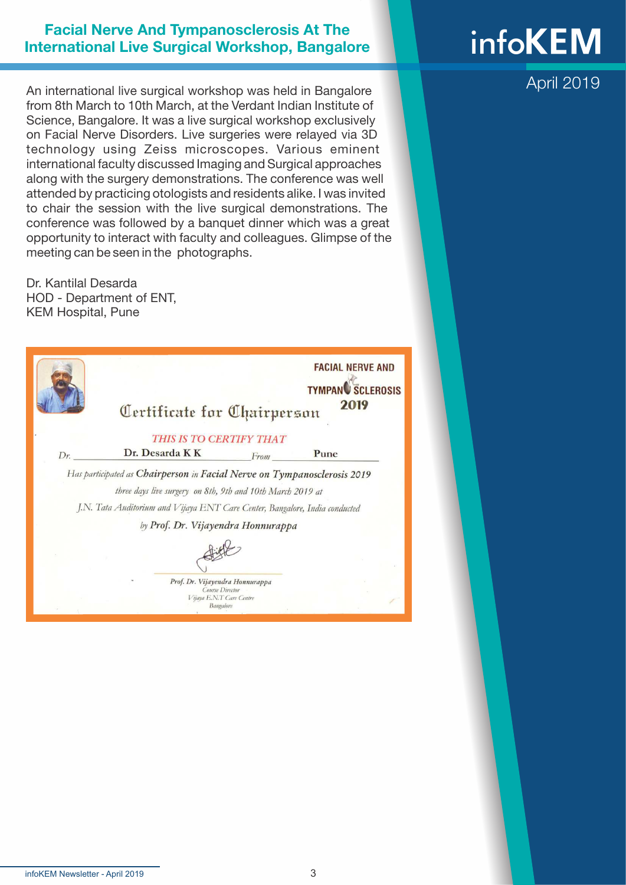# Facial Nerve And Tympanosclerosis At The International Live Surgical Workshop, Bangalore

An international live surgical workshop was held in Bangalore from 8th March to 10th March, at the Verdant Indian Institute of Science, Bangalore. It was a live surgical workshop exclusively on Facial Nerve Disorders. Live surgeries were relayed via 3D technology using Zeiss microscopes. Various eminent international faculty discussed Imaging and Surgical approaches along with the surgery demonstrations. The conference was well attended by practicing otologists and residents alike. I was invited to chair the session with the live surgical demonstrations. The conference was followed by a banquet dinner which was a great opportunity to interact with faculty and colleagues. Glimpse of the meeting can be seen in the photographs.

Dr. Kantilal Desarda
HOD - Department of ENT,
KEM Hospital, Pune

FACIAL NERVE AND TYMPANOSCLEROSIS 2019

Certificate for Chairperson

THIS IS TO CERTIFY THAT

Dr. Dr. Desarda K K From Pune

Has participated as Chairperson in Facial Nerve on Tympanosclerosis 2019 three days live surgery on 8th, 9th and 10th March 2019 at J.N. Tata Auditorium and Vijaya ENT Care Center, Bangalore, India conducted by Prof. Dr. Vijayendra Honnurappa

Prof. Dr. Vijayendra Honnurappa
Course Director
Vijaya E.N.T Care Centre
Bangalore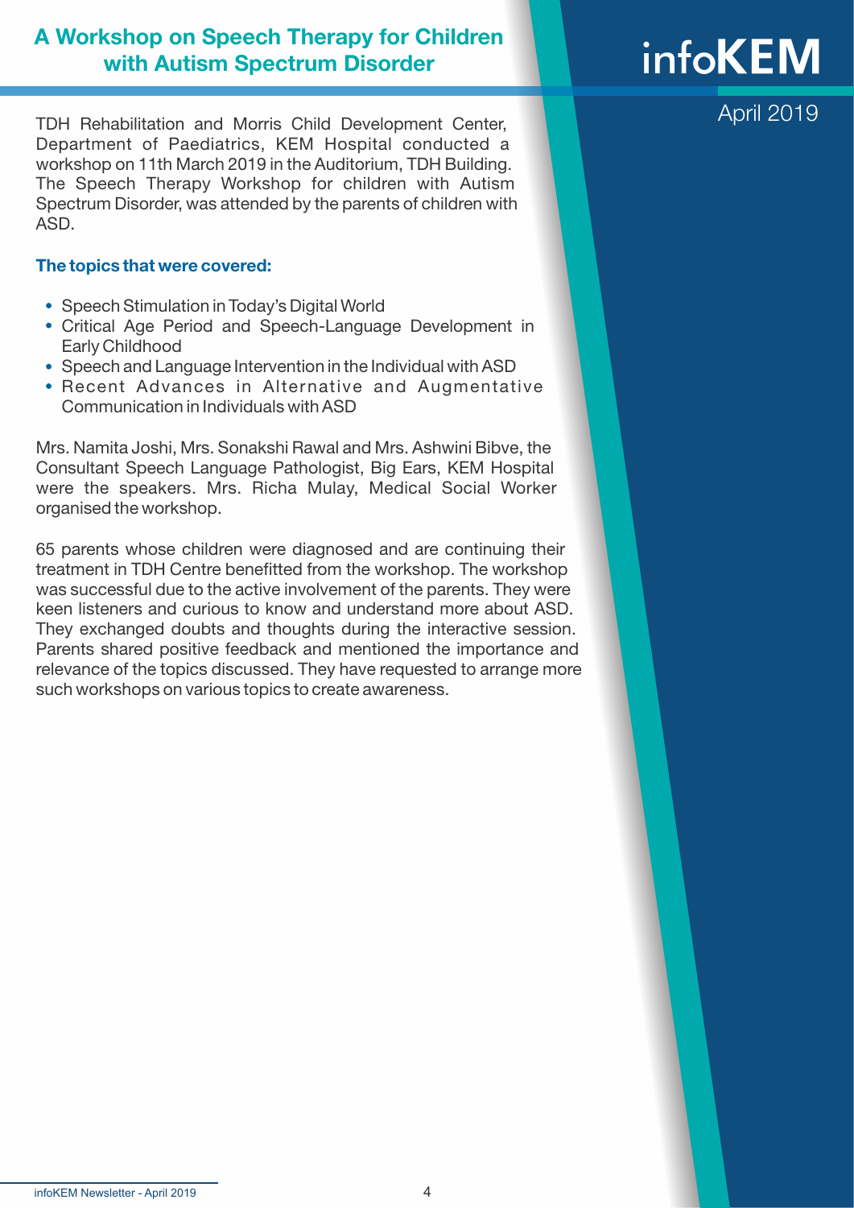# A Workshop on Speech Therapy for Children with Autism Spectrum Disorder

TDH Rehabilitation and Morris Child Development Center, Department of Paediatrics, KEM Hospital conducted a workshop on 11th March 2019 in the Auditorium, TDH Building. The Speech Therapy Workshop for children with Autism Spectrum Disorder, was attended by the parents of children with ASD.

### The topics that were covered:

- Speech Stimulation in Today's Digital World
- Critical Age Period and Speech-Language Development in Early Childhood
- Speech and Language Intervention in the Individual with ASD
- Recent Advances in Alternative and Augmentative Communication in Individuals with ASD

Mrs. Namita Joshi, Mrs. Sonakshi Rawal and Mrs. Ashwini Bibve, the Consultant Speech Language Pathologist, Big Ears, KEM Hospital were the speakers. Mrs. Richa Mulay, Medical Social Worker organised the workshop.

65 parents whose children were diagnosed and are continuing their treatment in TDH Centre benefitted from the workshop. The workshop was successful due to the active involvement of the parents. They were keen listeners and curious to know and understand more about ASD. They exchanged doubts and thoughts during the interactive session. Parents shared positive feedback and mentioned the importance and relevance of the topics discussed. They have requested to arrange more such workshops on various topics to create awareness.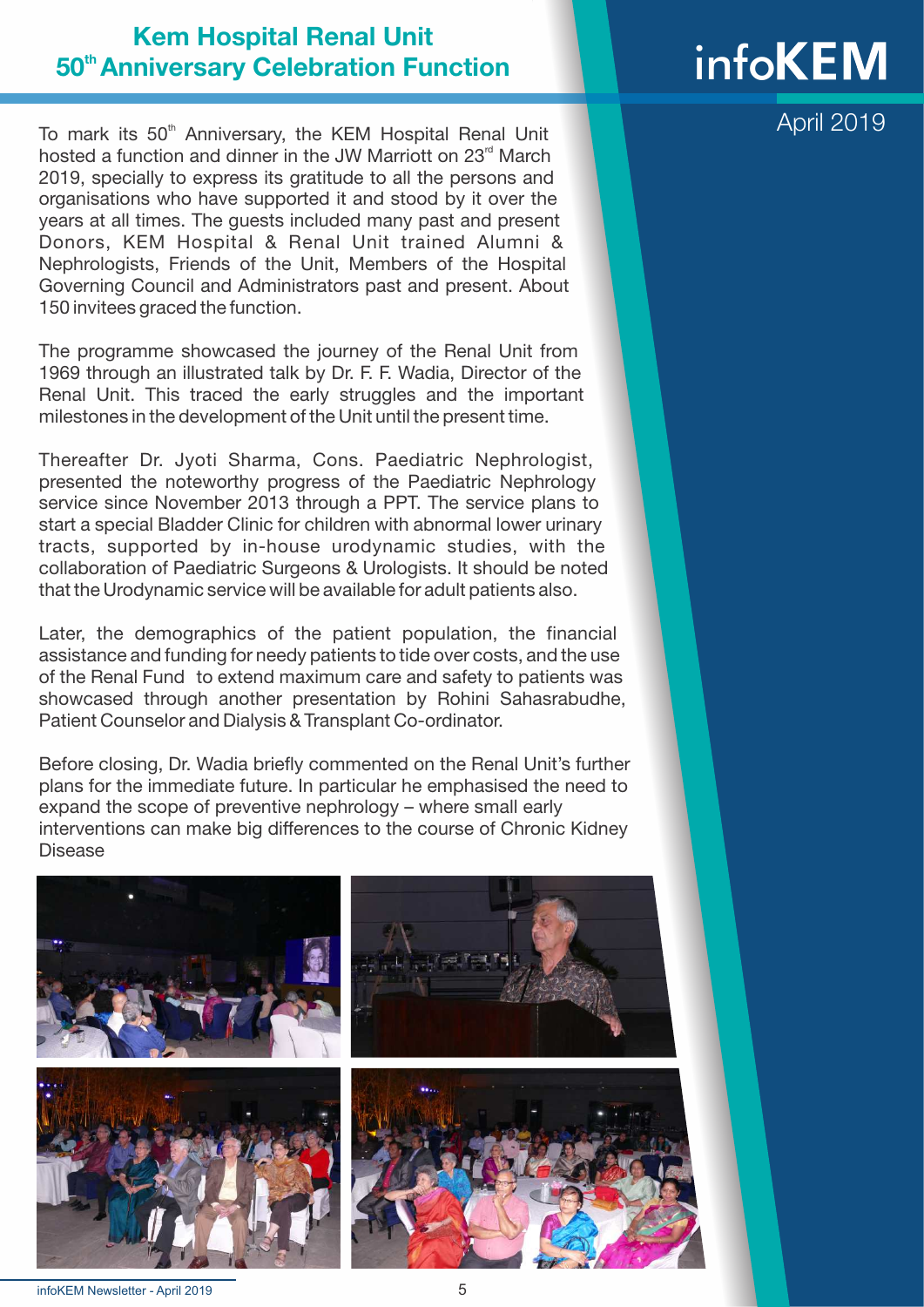# Kem Hospital Renal Unit 50th Anniversary Celebration Function

To mark its 50th Anniversary, the KEM Hospital Renal Unit hosted a function and dinner in the JW Marriott on 23rd March 2019, specially to express its gratitude to all the persons and organisations who have supported it and stood by it over the years at all times. The guests included many past and present Donors, KEM Hospital & Renal Unit trained Alumni & Nephrologists, Friends of the Unit, Members of the Hospital Governing Council and Administrators past and present. About 150 invitees graced the function.

The programme showcased the journey of the Renal Unit from 1969 through an illustrated talk by Dr. F. F. Wadia, Director of the Renal Unit. This traced the early struggles and the important milestones in the development of the Unit until the present time.

Thereafter Dr. Jyoti Sharma, Cons. Paediatric Nephrologist, presented the noteworthy progress of the Paediatric Nephrology service since November 2013 through a PPT. The service plans to start a special Bladder Clinic for children with abnormal lower urinary tracts, supported by in-house urodynamic studies, with the collaboration of Paediatric Surgeons & Urologists. It should be noted that the Urodynamic service will be available for adult patients also.

Later, the demographics of the patient population, the financial assistance and funding for needy patients to tide over costs, and the use of the Renal Fund to extend maximum care and safety to patients was showcased through another presentation by Rohini Sahasrabudhe, Patient Counselor and Dialysis & Transplant Co-ordinator.

Before closing, Dr. Wadia briefly commented on the Renal Unit's further plans for the immediate future. In particular he emphasised the need to expand the scope of preventive nephrology – where small early interventions can make big differences to the course of Chronic Kidney Disease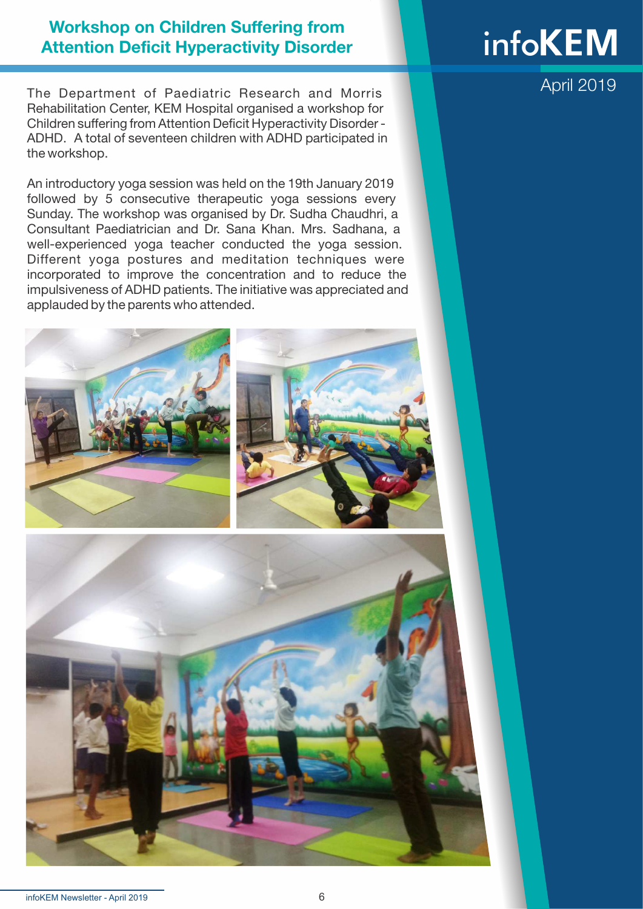# Workshop on Children Suffering from Attention Deficit Hyperactivity Disorder

The Department of Paediatric Research and Morris Rehabilitation Center, KEM Hospital organised a workshop for Children suffering from Attention Deficit Hyperactivity Disorder - ADHD. A total of seventeen children with ADHD participated in the workshop.

An introductory yoga session was held on the 19th January 2019 followed by 5 consecutive therapeutic yoga sessions every Sunday. The workshop was organised by Dr. Sudha Chaudhri, a Consultant Paediatrician and Dr. Sana Khan. Mrs. Sadhana, a well-experienced yoga teacher conducted the yoga session. Different yoga postures and meditation techniques were incorporated to improve the concentration and to reduce the impulsiveness of ADHD patients. The initiative was appreciated and applauded by the parents who attended.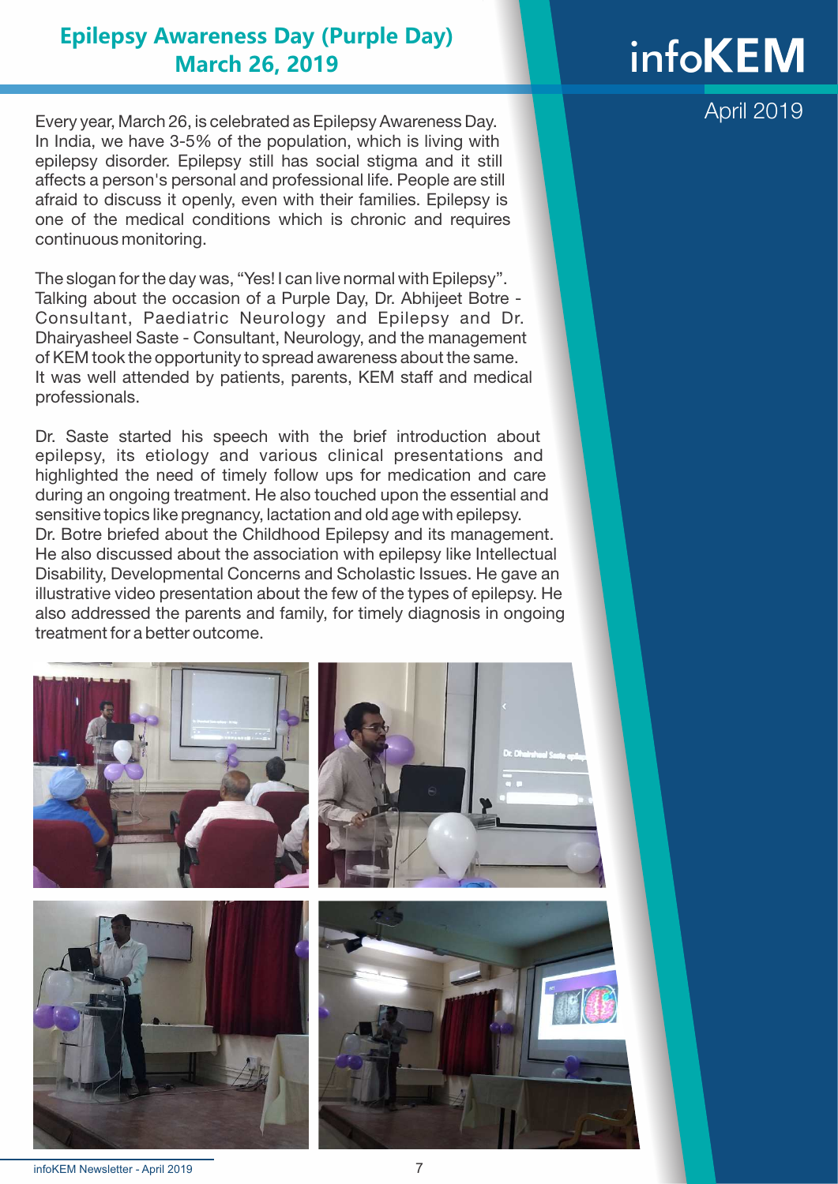## Epilepsy Awareness Day (Purple Day)
## March 26, 2019

Every year, March 26, is celebrated as Epilepsy Awareness Day. In India, we have 3-5% of the population, which is living with epilepsy disorder. Epilepsy still has social stigma and it still affects a person's personal and professional life. People are still afraid to discuss it openly, even with their families. Epilepsy is one of the medical conditions which is chronic and requires continuous monitoring.

The slogan for the day was, "Yes! I can live normal with Epilepsy". Talking about the occasion of a Purple Day, Dr. Abhijeet Botre - Consultant, Paediatric Neurology and Epilepsy and Dr. Dhairyasheel Saste - Consultant, Neurology, and the management of KEM took the opportunity to spread awareness about the same. It was well attended by patients, parents, KEM staff and medical professionals.

Dr. Saste started his speech with the brief introduction about epilepsy, its etiology and various clinical presentations and highlighted the need of timely follow ups for medication and care during an ongoing treatment. He also touched upon the essential and sensitive topics like pregnancy, lactation and old age with epilepsy. Dr. Botre briefed about the Childhood Epilepsy and its management. He also discussed about the association with epilepsy like Intellectual Disability, Developmental Concerns and Scholastic Issues. He gave an illustrative video presentation about the few of the types of epilepsy. He also addressed the parents and family, for timely diagnosis in ongoing treatment for a better outcome.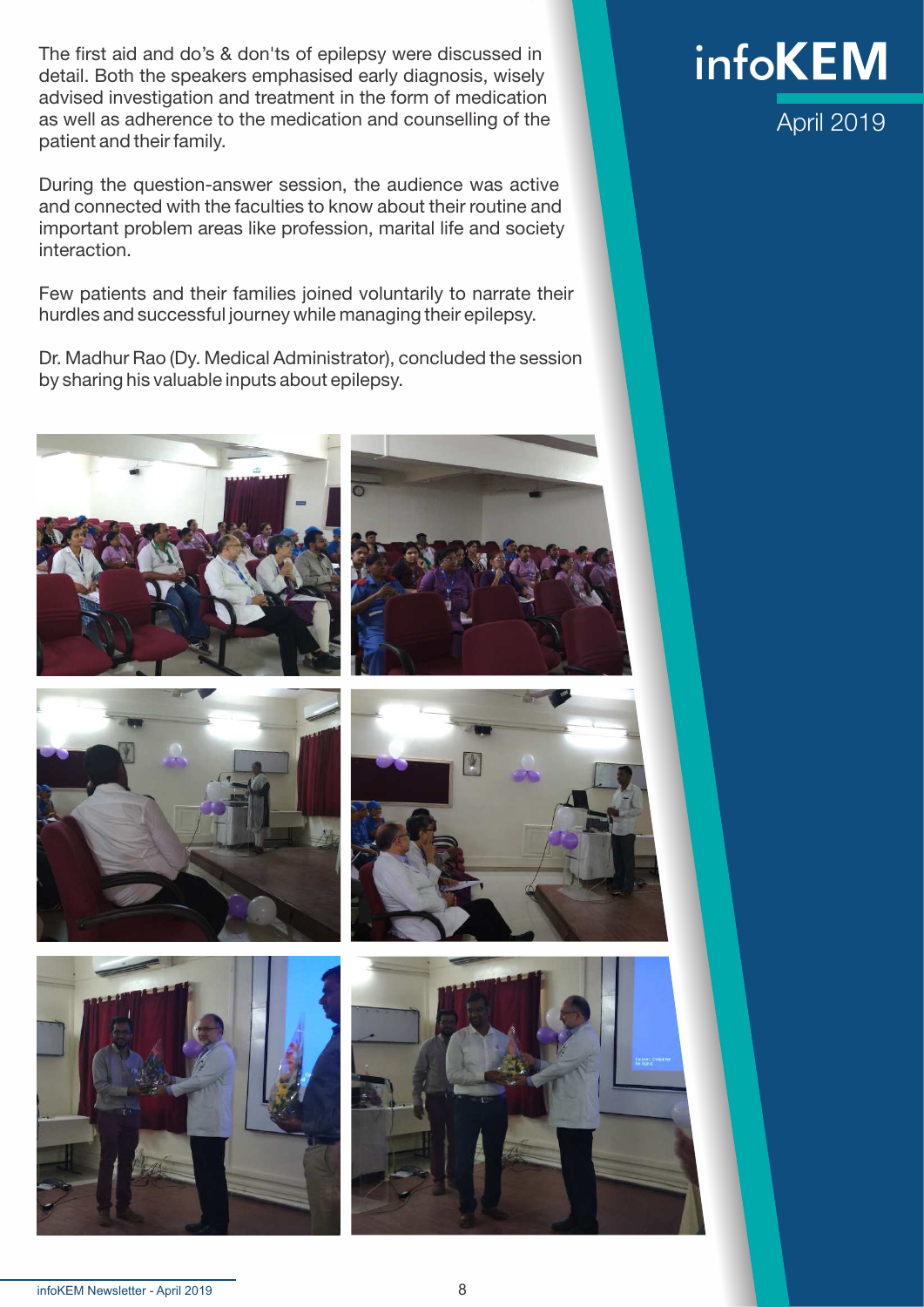The first aid and do's & don'ts of epilepsy were discussed in detail. Both the speakers emphasised early diagnosis, wisely advised investigation and treatment in the form of medication as well as adherence to the medication and counselling of the patient and their family.

During the question-answer session, the audience was active and connected with the faculties to know about their routine and important problem areas like profession, marital life and society interaction.

Few patients and their families joined voluntarily to narrate their hurdles and successful journey while managing their epilepsy.

Dr. Madhur Rao (Dy. Medical Administrator), concluded the session by sharing his valuable inputs about epilepsy.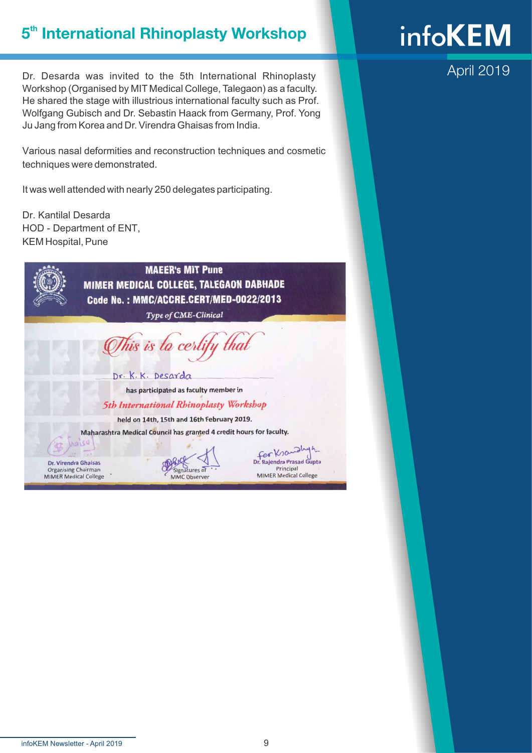# 5th International Rhinoplasty Workshop

Dr. Desarda was invited to the 5th International Rhinoplasty Workshop (Organised by MIT Medical College, Talegaon) as a faculty. He shared the stage with illustrious international faculty such as Prof. Wolfgang Gubisch and Dr. Sebastin Haack from Germany, Prof. Yong Ju Jang from Korea and Dr. Virendra Ghaisas from India.

Various nasal deformities and reconstruction techniques and cosmetic techniques were demonstrated.

It was well attended with nearly 250 delegates participating.

Dr. Kantilal Desarda
HOD - Department of ENT,
KEM Hospital, Pune

**MAEER's MIT Pune**
**MIMER MEDICAL COLLEGE, TALEGAON DABHADE**
**Code No. : MMC/ACCRE.CERT/MED-0022/2013**

*Type of CME-Clinical*

*This is to certify that*

Dr. K. K. Desarda

has participated as faculty member in

*5th International Rhinoplasty Workshop*

held on 14th, 15th and 16th February 2019.

Maharashtra Medical Council has granted 4 credit hours for faculty.

Dr. Virendra Ghaisas
Organising Chairman
MIMER Medical College

Signatures of
MMC Observer

Dr. Rajendra Prasad Gupta
Principal
MIMER Medical College